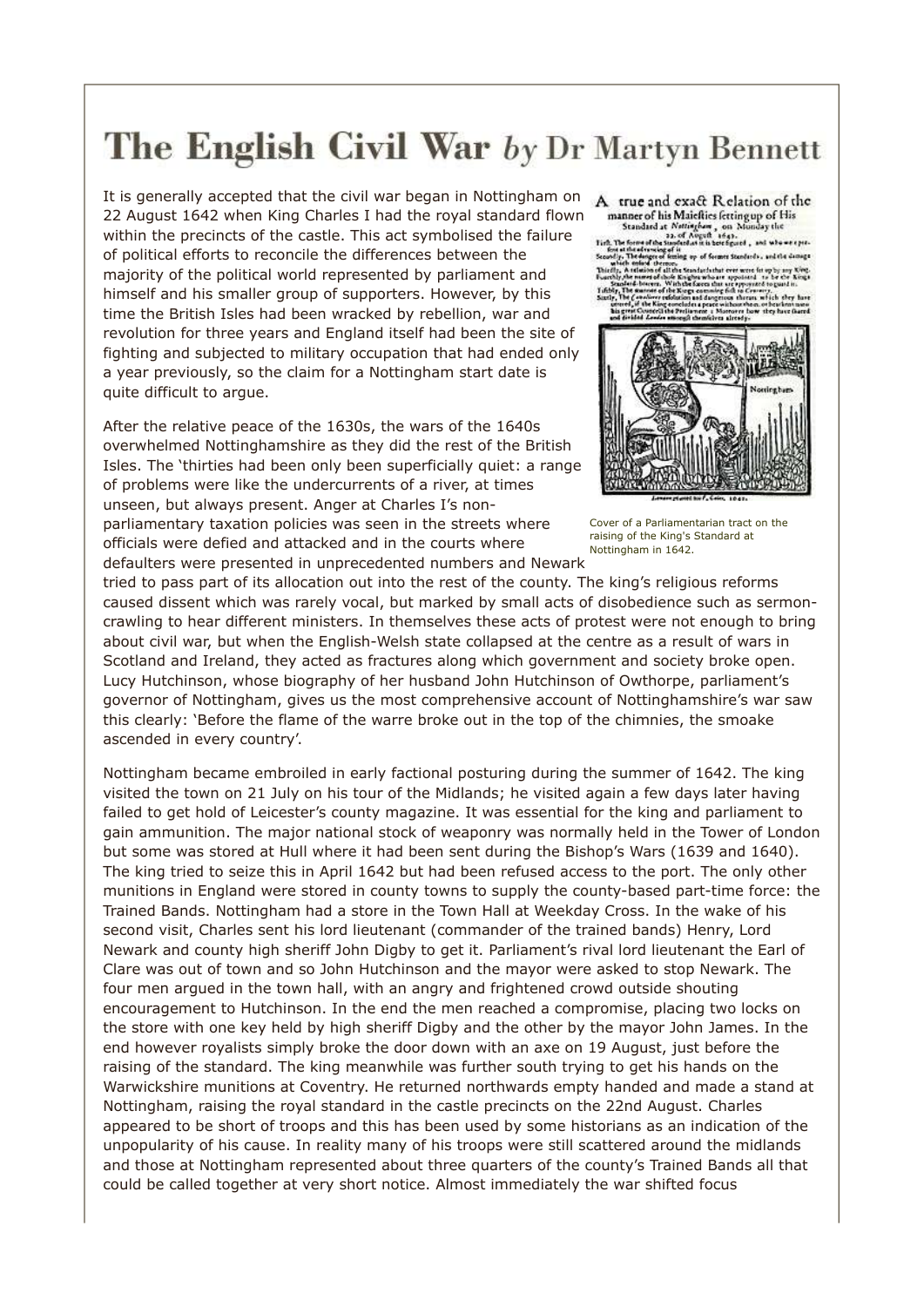# The English Civil War *by* Dr Martyn Bennett

It is generally accepted that the civil war began in Nottingham on 22 August 1642 when King Charles I had the royal standard flown within the precincts of the castle. This act symbolised the failure of political efforts to reconcile the differences between the majority of the political world represented by parliament and himself and his smaller group of supporters. However, by this time the British Isles had been wracked by rebellion, war and revolution for three years and England itself had been the site of fighting and subjected to military occupation that had ended only a year previously, so the claim for a Nottingham start date is quite difficult to argue.

Cover of a Parliamentarian tract on the raising of the King's Standard at Nottingham in 1642.

After the relative peace of the 1630s, the wars of the 1640s overwhelmed Nottinghamshire as they did the rest of the British Isles. The 'thirties had been only superficially quiet: a range of problems were like the undercurrents of a river, at times unseen, but always present. Anger at Charles I's non-parliamentary taxation policies was seen in the streets where officials were defied and attacked and in the courts where defaulters were presented in unprecedented numbers and Newark tried to pass part of its allocation out into the rest of the county. The king's religious reforms caused dissent which was rarely vocal, but marked by small acts of disobedience such as sermon-crawling to hear different ministers. In themselves these acts of protest were not enough to bring about civil war, but when the English-Welsh state collapsed at the centre as a result of wars in Scotland and Ireland, they acted as fractures along which government and society broke open. Lucy Hutchinson, whose biography of her husband John Hutchinson of Owthorpe, parliament's governor of Nottingham, gives us the most comprehensive account of Nottinghamshire's war saw this clearly: 'Before the flame of the warre broke out in the top of the chimnies, the smoake ascended in every country'.

Nottingham became embroiled in early factional posturing during the summer of 1642. The king visited the town on 21 July on his tour of the Midlands; he visited again a few days later having failed to get hold of Leicester's county magazine. It was essential for the king and parliament to gain ammunition. The major national stock of weaponry was normally held in the Tower of London but some was stored at Hull where it had been sent during the Bishop's Wars (1639 and 1640). The king tried to seize this in April 1642 but had been refused access to the port. The only other munitions in England were stored in county towns to supply the county-based part-time force: the Trained Bands. Nottingham had a store in the Town Hall at Weekday Cross. In the wake of his second visit, Charles sent his lord lieutenant (commander of the trained bands) Henry, Lord Newark and county high sheriff John Digby to get it. Parliament's rival lord lieutenant the Earl of Clare was out of town and so John Hutchinson and the mayor were asked to stop Newark. The four men argued in the town hall, with an angry and frightened crowd outside shouting encouragement to Hutchinson. In the end the men reached a compromise, placing two locks on the store with one key held by high sheriff Digby and the other by the mayor John James. In the end however royalists simply broke the door down with an axe on 19 August, just before the raising of the standard. The king meanwhile was further south trying to get his hands on the Warwickshire munitions at Coventry. He returned northwards empty handed and made a stand at Nottingham, raising the royal standard in the castle precincts on the 22nd August. Charles appeared to be short of troops and this has been used by some historians as an indication of the unpopularity of his cause. In reality many of his troops were still scattered around the midlands and those at Nottingham represented about three quarters of the county's Trained Bands all that could be called together at very short notice. Almost immediately the war shifted focus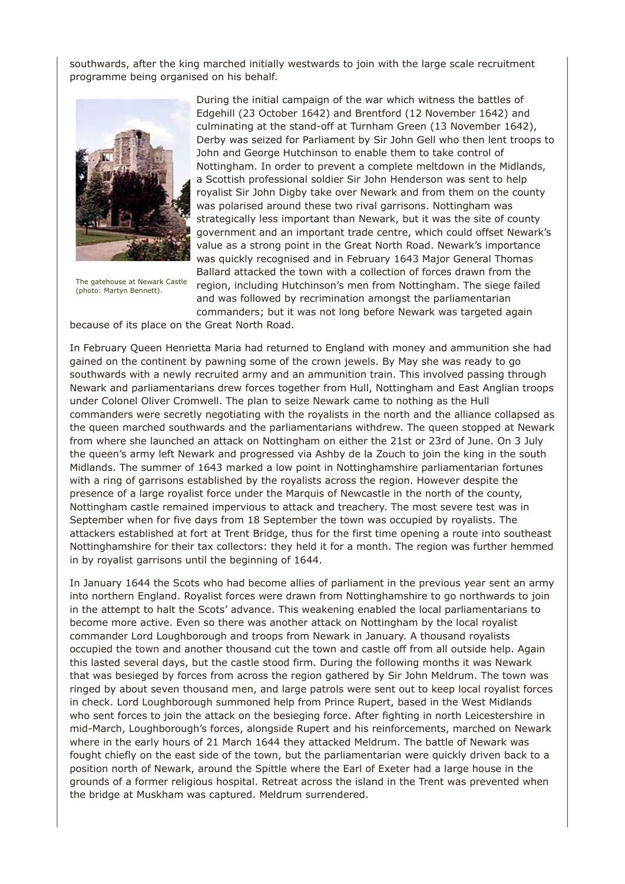southwards, after the king marched initially westwards to join with the large scale recruitment programme being organised on his behalf.

The gatehouse at Newark Castle (photo: Martyn Bennett).

During the initial campaign of the war which witness the battles of Edgehill (23 October 1642) and Brentford (12 November 1642) and culminating at the stand-off at Turnham Green (13 November 1642), Derby was seized for Parliament by Sir John Gell who then lent troops to John and George Hutchinson to enable them to take control of Nottingham. In order to prevent a complete meltdown in the Midlands, a Scottish professional soldier Sir John Henderson was sent to help royalist Sir John Digby take over Newark and from them on the county was polarised around these two rival garrisons. Nottingham was strategically less important than Newark, but it was the site of county government and an important trade centre, which could offset Newark's value as a strong point in the Great North Road. Newark's importance was quickly recognised and in February 1643 Major General Thomas Ballard attacked the town with a collection of forces drawn from the region, including Hutchinson's men from Nottingham. The siege failed and was followed by recrimination amongst the parliamentarian commanders; but it was not long before Newark was targeted again because of its place on the Great North Road.

In February Queen Henrietta Maria had returned to England with money and ammunition she had gained on the continent by pawning some of the crown jewels. By May she was ready to go southwards with a newly recruited army and an ammunition train. This involved passing through Newark and parliamentarians drew forces together from Hull, Nottingham and East Anglian troops under Colonel Oliver Cromwell. The plan to seize Newark came to nothing as the Hull commanders were secretly negotiating with the royalists in the north and the alliance collapsed as the queen marched southwards and the parliamentarians withdrew. The queen stopped at Newark from where she launched an attack on Nottingham on either the 21st or 23rd of June. On 3 July the queen's army left Newark and progressed via Ashby de la Zouch to join the king in the south Midlands. The summer of 1643 marked a low point in Nottinghamshire parliamentarian fortunes with a ring of garrisons established by the royalists across the region. However despite the presence of a large royalist force under the Marquis of Newcastle in the north of the county, Nottingham castle remained impervious to attack and treachery. The most severe test was in September when for five days from 18 September the town was occupied by royalists. The attackers established at fort at Trent Bridge, thus for the first time opening a route into southeast Nottinghamshire for their tax collectors: they held it for a month. The region was further hemmed in by royalist garrisons until the beginning of 1644.

In January 1644 the Scots who had become allies of parliament in the previous year sent an army into northern England. Royalist forces were drawn from Nottinghamshire to go northwards to join in the attempt to halt the Scots' advance. This weakening enabled the local parliamentarians to become more active. Even so there was another attack on Nottingham by the local royalist commander Lord Loughborough and troops from Newark in January. A thousand royalists occupied the town and another thousand cut the town and castle off from all outside help. Again this lasted several days, but the castle stood firm. During the following months it was Newark that was besieged by forces from across the region gathered by Sir John Meldrum. The town was ringed by about seven thousand men, and large patrols were sent out to keep local royalist forces in check. Lord Loughborough summoned help from Prince Rupert, based in the West Midlands who sent forces to join the attack on the besieging force. After fighting in north Leicestershire in mid-March, Loughborough's forces, alongside Rupert and his reinforcements, marched on Newark where in the early hours of 21 March 1644 they attacked Meldrum. The battle of Newark was fought chiefly on the east side of the town, but the parliamentarian were quickly driven back to a position north of Newark, around the Spittle where the Earl of Exeter had a large house in the grounds of a former religious hospital. Retreat across the island in the Trent was prevented when the bridge at Muskham was captured. Meldrum surrendered.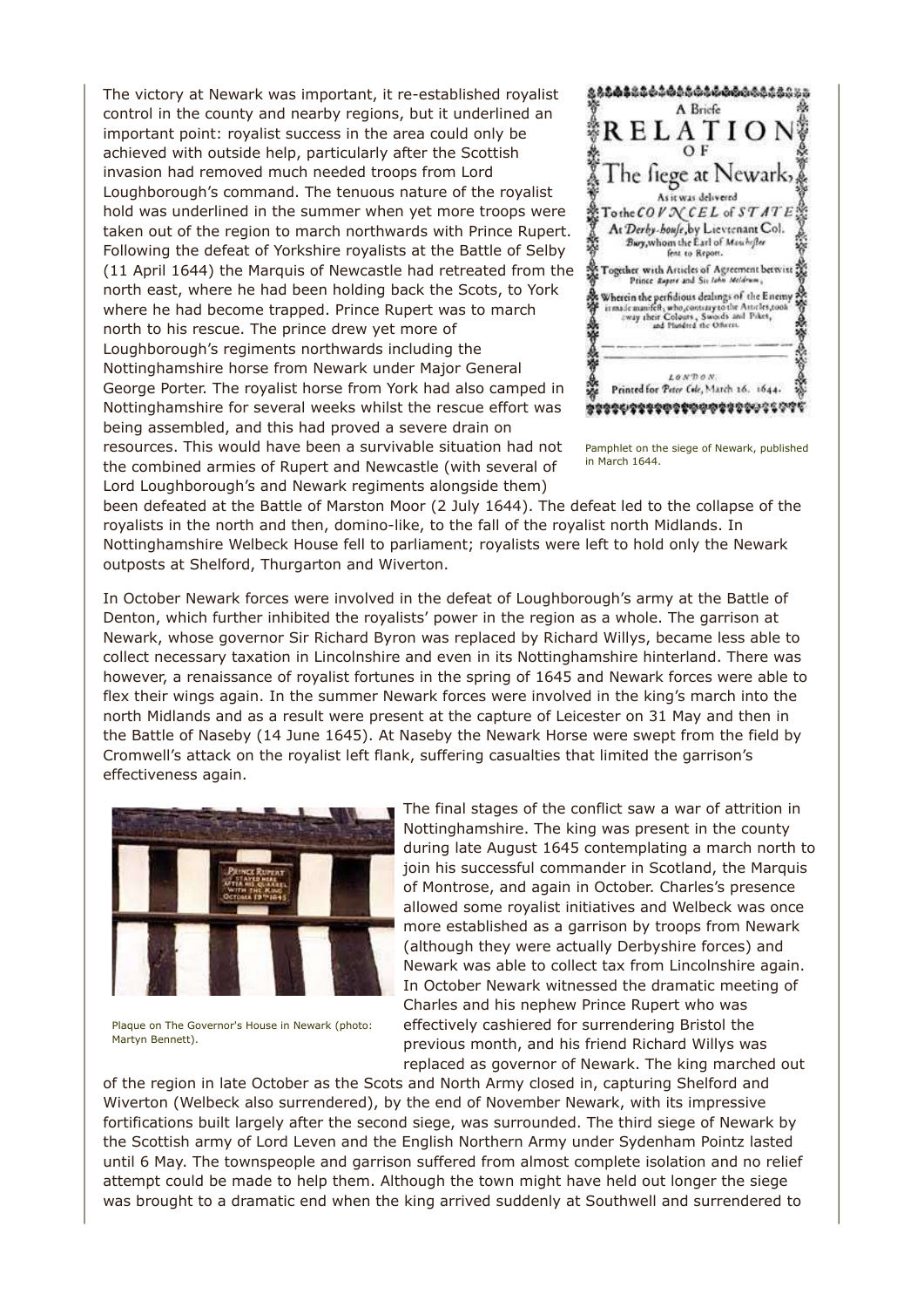The victory at Newark was important, it re-established royalist control in the county and nearby regions, but it underlined an important point: royalist success in the area could only be achieved with outside help, particularly after the Scottish invasion had removed much needed troops from Lord Loughborough's command. The tenuous nature of the royalist hold was underlined in the summer when yet more troops were taken out of the region to march northwards with Prince Rupert. Following the defeat of Yorkshire royalists at the Battle of Selby (11 April 1644) the Marquis of Newcastle had retreated from the north east, where he had been holding back the Scots, to York where he had become trapped. Prince Rupert was to march north to his rescue. The prince drew yet more of Loughborough's regiments northwards including the Nottinghamshire horse from Newark under Major General George Porter. The royalist horse from York had also camped in Nottinghamshire for several weeks whilst the rescue effort was being assembled, and this had proved a severe drain on resources. This would have been a survivable situation had not the combined armies of Rupert and Newcastle (with several of Lord Loughborough's and Newark regiments alongside them) been defeated at the Battle of Marston Moor (2 July 1644). The defeat led to the collapse of the royalists in the north and then, domino-like, to the fall of the royalist north Midlands. In Nottinghamshire Welbeck House fell to parliament; royalists were left to hold only the Newark outposts at Shelford, Thurgarton and Wiverton.

Pamphlet on the siege of Newark, published in March 1644.

In October Newark forces were involved in the defeat of Loughborough's army at the Battle of Denton, which further inhibited the royalists' power in the region as a whole. The garrison at Newark, whose governor Sir Richard Byron was replaced by Richard Willys, became less able to collect necessary taxation in Lincolnshire and even in its Nottinghamshire hinterland. There was however, a renaissance of royalist fortunes in the spring of 1645 and Newark forces were able to flex their wings again. In the summer Newark forces were involved in the king's march into the north Midlands and as a result were present at the capture of Leicester on 31 May and then in the Battle of Naseby (14 June 1645). At Naseby the Newark Horse were swept from the field by Cromwell's attack on the royalist left flank, suffering casualties that limited the garrison's effectiveness again.

Plaque on The Governor's House in Newark (photo: Martyn Bennett).

The final stages of the conflict saw a war of attrition in Nottinghamshire. The king was present in the county during late August 1645 contemplating a march north to join his successful commander in Scotland, the Marquis of Montrose, and again in October. Charles's presence allowed some royalist initiatives and Welbeck was once more established as a garrison by troops from Newark (although they were actually Derbyshire forces) and Newark was able to collect tax from Lincolnshire again. In October Newark witnessed the dramatic meeting of Charles and his nephew Prince Rupert who was effectively cashiered for surrendering Bristol the previous month, and his friend Richard Willys was replaced as governor of Newark. The king marched out of the region in late October as the Scots and North Army closed in, capturing Shelford and Wiverton (Welbeck also surrendered), by the end of November Newark, with its impressive fortifications built largely after the second siege, was surrounded. The third siege of Newark by the Scottish army of Lord Leven and the English Northern Army under Sydenham Pointz lasted until 6 May. The townspeople and garrison suffered from almost complete isolation and no relief attempt could be made to help them. Although the town might have held out longer the siege was brought to a dramatic end when the king arrived suddenly at Southwell and surrendered to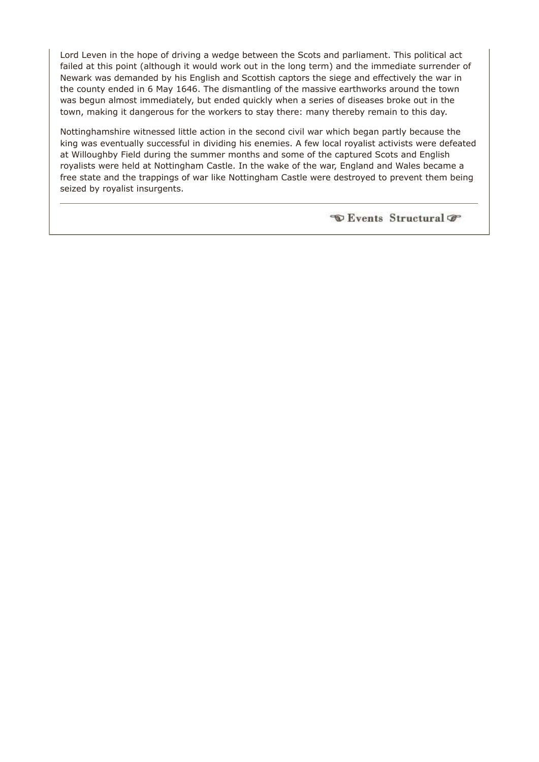Lord Leven in the hope of driving a wedge between the Scots and parliament. This political act failed at this point (although it would work out in the long term) and the immediate surrender of Newark was demanded by his English and Scottish captors the siege and effectively the war in the county ended in 6 May 1646. The dismantling of the massive earthworks around the town was begun almost immediately, but ended quickly when a series of diseases broke out in the town, making it dangerous for the workers to stay there: many thereby remain to this day.

Nottinghamshire witnessed little action in the second civil war which began partly because the king was eventually successful in dividing his enemies. A few local royalist activists were defeated at Willoughby Field during the summer months and some of the captured Scots and English royalists were held at Nottingham Castle. In the wake of the war, England and Wales became a free state and the trappings of war like Nottingham Castle were destroyed to prevent them being seized by royalist insurgents.

---

☜ Events Structural ☞